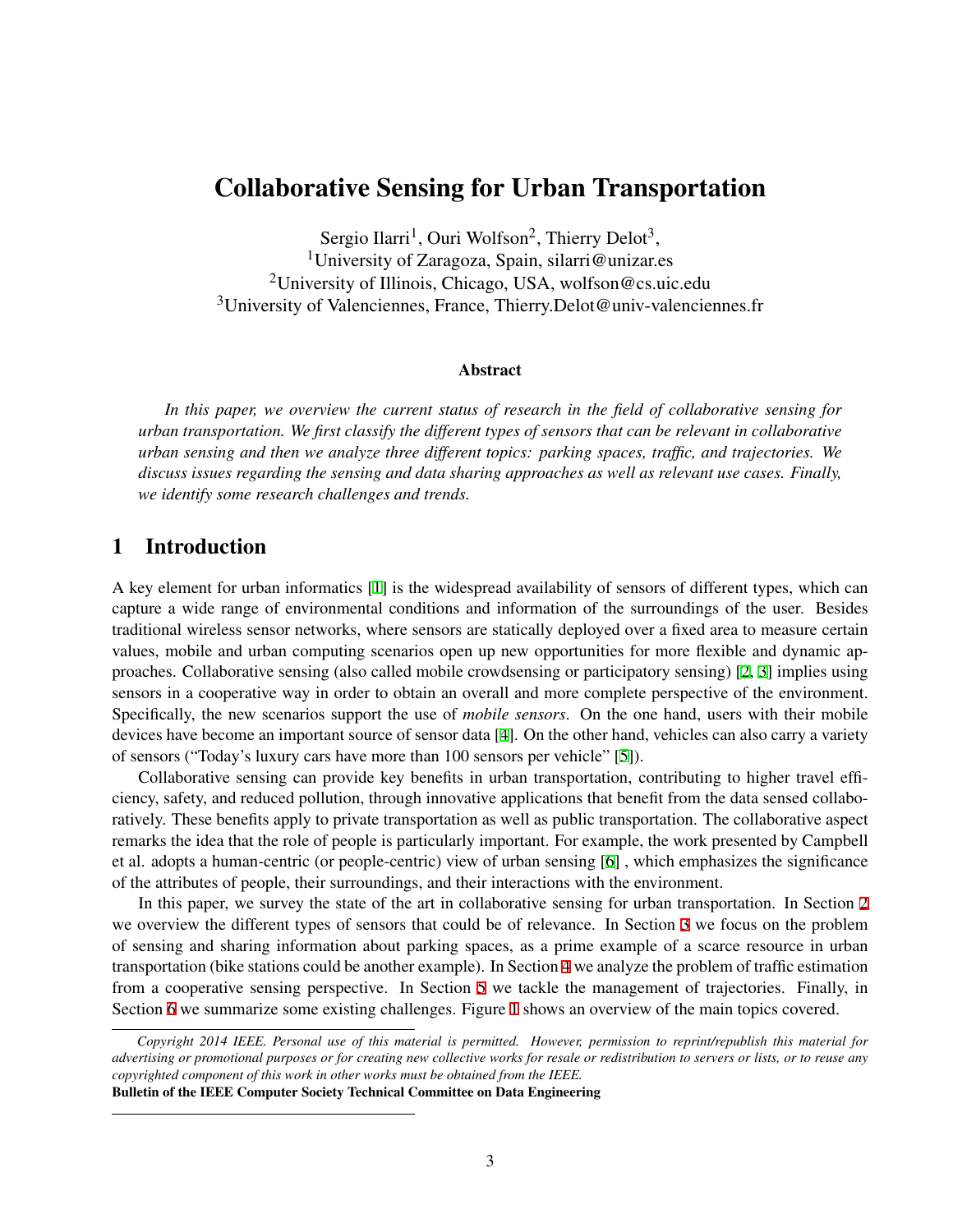# Collaborative Sensing for Urban Transportation

Sergio Ilarri[1], Ouri Wolfson[2], Thierry Delot[3],
[1]University of Zaragoza, Spain, silarri@unizar.es
[2]University of Illinois, Chicago, USA, wolfson@cs.uic.edu
[3]University of Valenciennes, France, Thierry.Delot@univ-valenciennes.fr

### Abstract

*In this paper, we overview the current status of research in the field of collaborative sensing for urban transportation. We first classify the different types of sensors that can be relevant in collaborative urban sensing and then we analyze three different topics: parking spaces, traffic, and trajectories. We discuss issues regarding the sensing and data sharing approaches as well as relevant use cases. Finally, we identify some research challenges and trends.*

## 1 Introduction

A key element for urban informatics [1] is the widespread availability of sensors of different types, which can capture a wide range of environmental conditions and information of the surroundings of the user. Besides traditional wireless sensor networks, where sensors are statically deployed over a fixed area to measure certain values, mobile and urban computing scenarios open up new opportunities for more flexible and dynamic approaches. Collaborative sensing (also called mobile crowdsensing or participatory sensing) [2, 3] implies using sensors in a cooperative way in order to obtain an overall and more complete perspective of the environment. Specifically, the new scenarios support the use of *mobile sensors*. On the one hand, users with their mobile devices have become an important source of sensor data [4]. On the other hand, vehicles can also carry a variety of sensors ("Today's luxury cars have more than 100 sensors per vehicle" [5]).

Collaborative sensing can provide key benefits in urban transportation, contributing to higher travel efficiency, safety, and reduced pollution, through innovative applications that benefit from the data sensed collaboratively. These benefits apply to private transportation as well as public transportation. The collaborative aspect remarks the idea that the role of people is particularly important. For example, the work presented by Campbell et al. adopts a human-centric (or people-centric) view of urban sensing [6] , which emphasizes the significance of the attributes of people, their surroundings, and their interactions with the environment.

In this paper, we survey the state of the art in collaborative sensing for urban transportation. In Section 2 we overview the different types of sensors that could be of relevance. In Section 3 we focus on the problem of sensing and sharing information about parking spaces, as a prime example of a scarce resource in urban transportation (bike stations could be another example). In Section 4 we analyze the problem of traffic estimation from a cooperative sensing perspective. In Section 5 we tackle the management of trajectories. Finally, in Section 6 we summarize some existing challenges. Figure 1 shows an overview of the main topics covered.

*Copyright 2014 IEEE. Personal use of this material is permitted. However, permission to reprint/republish this material for advertising or promotional purposes or for creating new collective works for resale or redistribution to servers or lists, or to reuse any copyrighted component of this work in other works must be obtained from the IEEE.*
**Bulletin of the IEEE Computer Society Technical Committee on Data Engineering**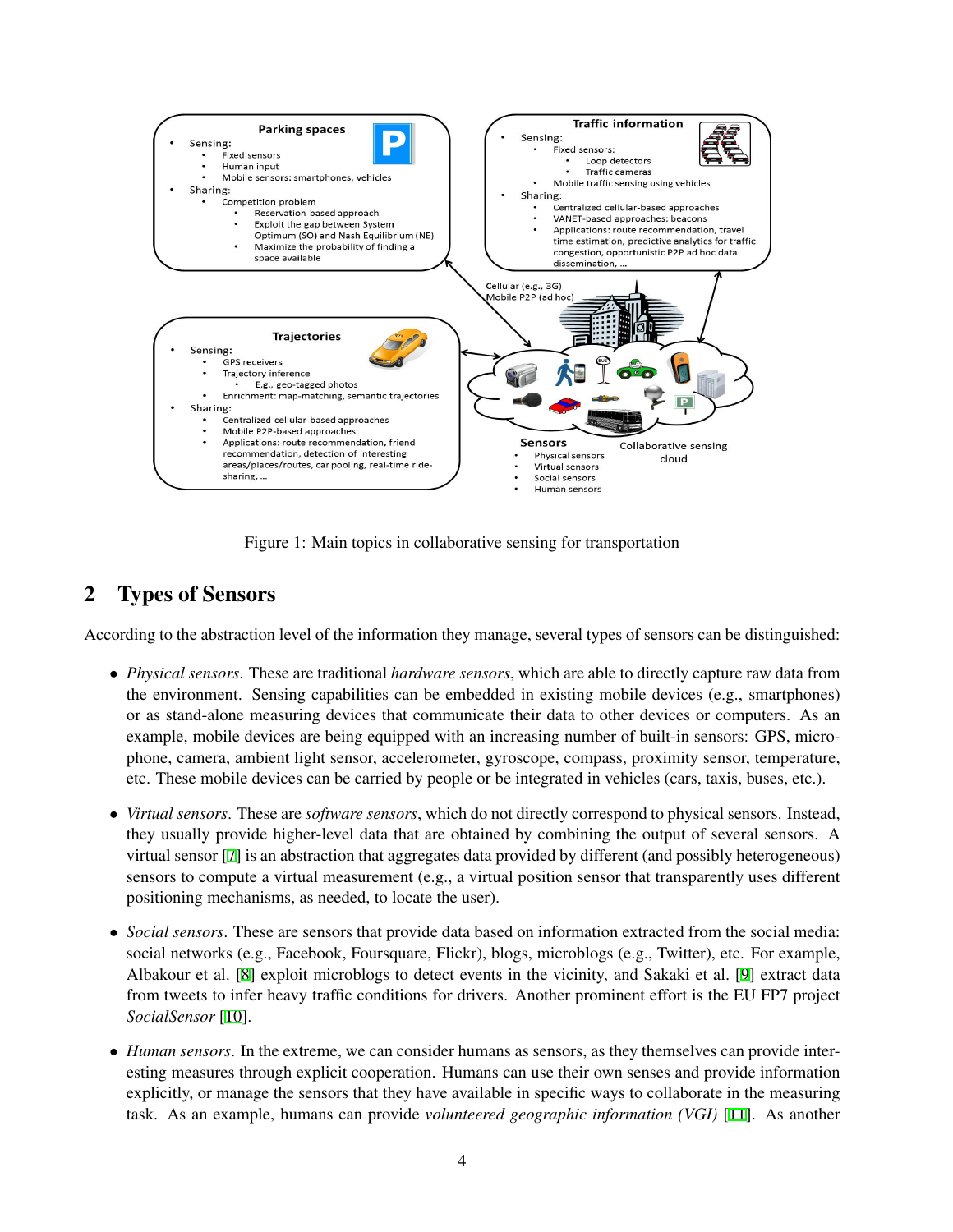Figure 1: Main topics in collaborative sensing for transportation

## 2 Types of Sensors

According to the abstraction level of the information they manage, several types of sensors can be distinguished:

- *Physical sensors*. These are traditional *hardware sensors*, which are able to directly capture raw data from the environment. Sensing capabilities can be embedded in existing mobile devices (e.g., smartphones) or as stand-alone measuring devices that communicate their data to other devices or computers. As an example, mobile devices are being equipped with an increasing number of built-in sensors: GPS, microphone, camera, ambient light sensor, accelerometer, gyroscope, compass, proximity sensor, temperature, etc. These mobile devices can be carried by people or be integrated in vehicles (cars, taxis, buses, etc.).

- *Virtual sensors*. These are *software sensors*, which do not directly correspond to physical sensors. Instead, they usually provide higher-level data that are obtained by combining the output of several sensors. A virtual sensor [7] is an abstraction that aggregates data provided by different (and possibly heterogeneous) sensors to compute a virtual measurement (e.g., a virtual position sensor that transparently uses different positioning mechanisms, as needed, to locate the user).

- *Social sensors*. These are sensors that provide data based on information extracted from the social media: social networks (e.g., Facebook, Foursquare, Flickr), blogs, microblogs (e.g., Twitter), etc. For example, Albakour et al. [8] exploit microblogs to detect events in the vicinity, and Sakaki et al. [9] extract data from tweets to infer heavy traffic conditions for drivers. Another prominent effort is the EU FP7 project *SocialSensor* [10].

- *Human sensors*. In the extreme, we can consider humans as sensors, as they themselves can provide interesting measures through explicit cooperation. Humans can use their own senses and provide information explicitly, or manage the sensors that they have available in specific ways to collaborate in the measuring task. As an example, humans can provide *volunteered geographic information (VGI)* [11]. As another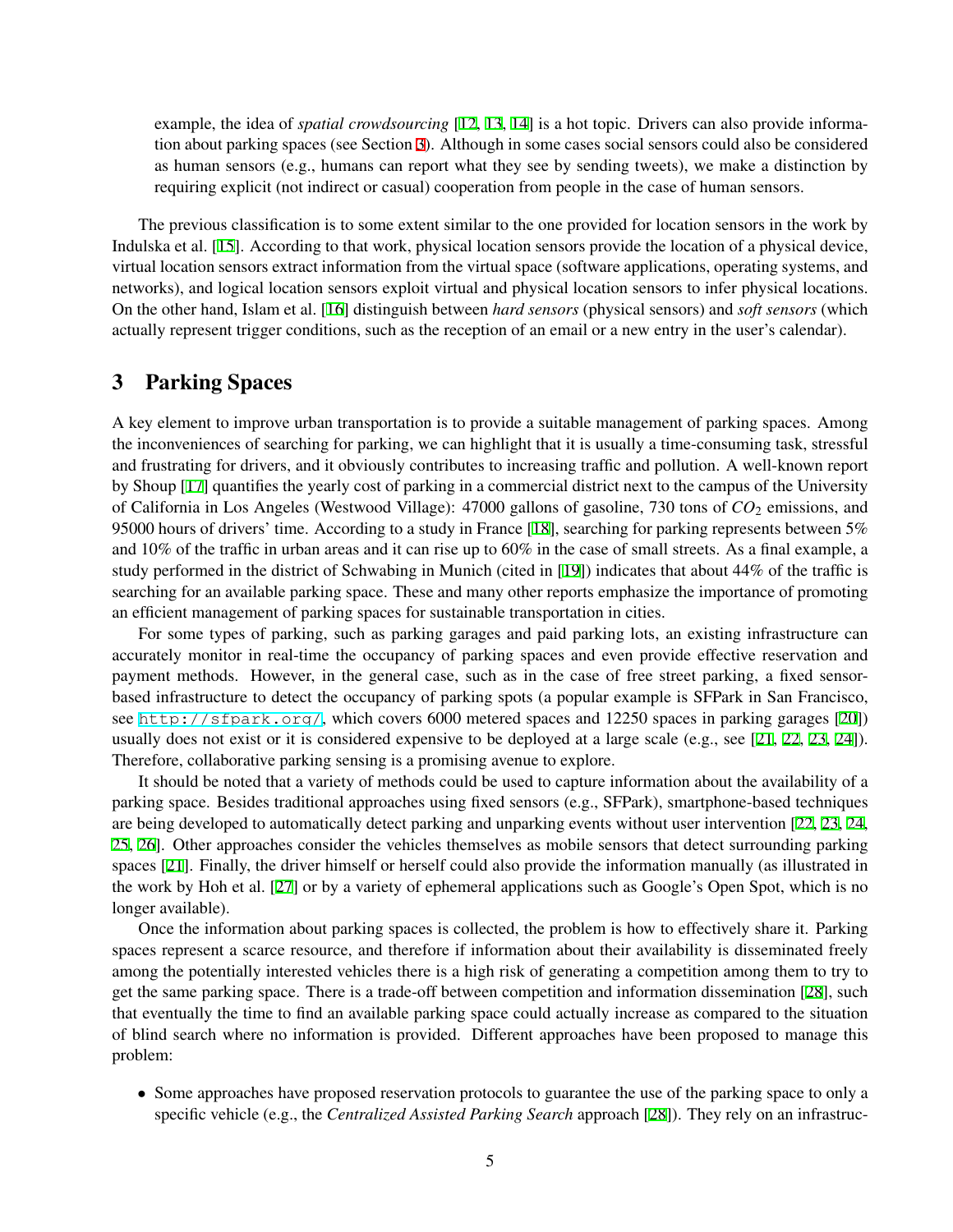example, the idea of *spatial crowdsourcing* [12, 13, 14] is a hot topic. Drivers can also provide information about parking spaces (see Section 3). Although in some cases social sensors could also be considered as human sensors (e.g., humans can report what they see by sending tweets), we make a distinction by requiring explicit (not indirect or casual) cooperation from people in the case of human sensors.

The previous classification is to some extent similar to the one provided for location sensors in the work by Indulska et al. [15]. According to that work, physical location sensors provide the location of a physical device, virtual location sensors extract information from the virtual space (software applications, operating systems, and networks), and logical location sensors exploit virtual and physical location sensors to infer physical locations. On the other hand, Islam et al. [16] distinguish between *hard sensors* (physical sensors) and *soft sensors* (which actually represent trigger conditions, such as the reception of an email or a new entry in the user's calendar).

## 3 Parking Spaces

A key element to improve urban transportation is to provide a suitable management of parking spaces. Among the inconveniences of searching for parking, we can highlight that it is usually a time-consuming task, stressful and frustrating for drivers, and it obviously contributes to increasing traffic and pollution. A well-known report by Shoup [17] quantifies the yearly cost of parking in a commercial district next to the campus of the University of California in Los Angeles (Westwood Village): 47000 gallons of gasoline, 730 tons of $CO_2$ emissions, and 95000 hours of drivers' time. According to a study in France [18], searching for parking represents between 5% and 10% of the traffic in urban areas and it can rise up to 60% in the case of small streets. As a final example, a study performed in the district of Schwabing in Munich (cited in [19]) indicates that about 44% of the traffic is searching for an available parking space. These and many other reports emphasize the importance of promoting an efficient management of parking spaces for sustainable transportation in cities.

For some types of parking, such as parking garages and paid parking lots, an existing infrastructure can accurately monitor in real-time the occupancy of parking spaces and even provide effective reservation and payment methods. However, in the general case, such as in the case of free street parking, a fixed sensor-based infrastructure to detect the occupancy of parking spots (a popular example is SFPark in San Francisco, see `http://sfpark.org/`, which covers 6000 metered spaces and 12250 spaces in parking garages [20]) usually does not exist or it is considered expensive to be deployed at a large scale (e.g., see [21, 22, 23, 24]). Therefore, collaborative parking sensing is a promising avenue to explore.

It should be noted that a variety of methods could be used to capture information about the availability of a parking space. Besides traditional approaches using fixed sensors (e.g., SFPark), smartphone-based techniques are being developed to automatically detect parking and unparking events without user intervention [22, 23, 24, 25, 26]. Other approaches consider the vehicles themselves as mobile sensors that detect surrounding parking spaces [21]. Finally, the driver himself or herself could also provide the information manually (as illustrated in the work by Hoh et al. [27] or by a variety of ephemeral applications such as Google's Open Spot, which is no longer available).

Once the information about parking spaces is collected, the problem is how to effectively share it. Parking spaces represent a scarce resource, and therefore if information about their availability is disseminated freely among the potentially interested vehicles there is a high risk of generating a competition among them to try to get the same parking space. There is a trade-off between competition and information dissemination [28], such that eventually the time to find an available parking space could actually increase as compared to the situation of blind search where no information is provided. Different approaches have been proposed to manage this problem:

- Some approaches have proposed reservation protocols to guarantee the use of the parking space to only a specific vehicle (e.g., the *Centralized Assisted Parking Search* approach [28]). They rely on an infrastruc-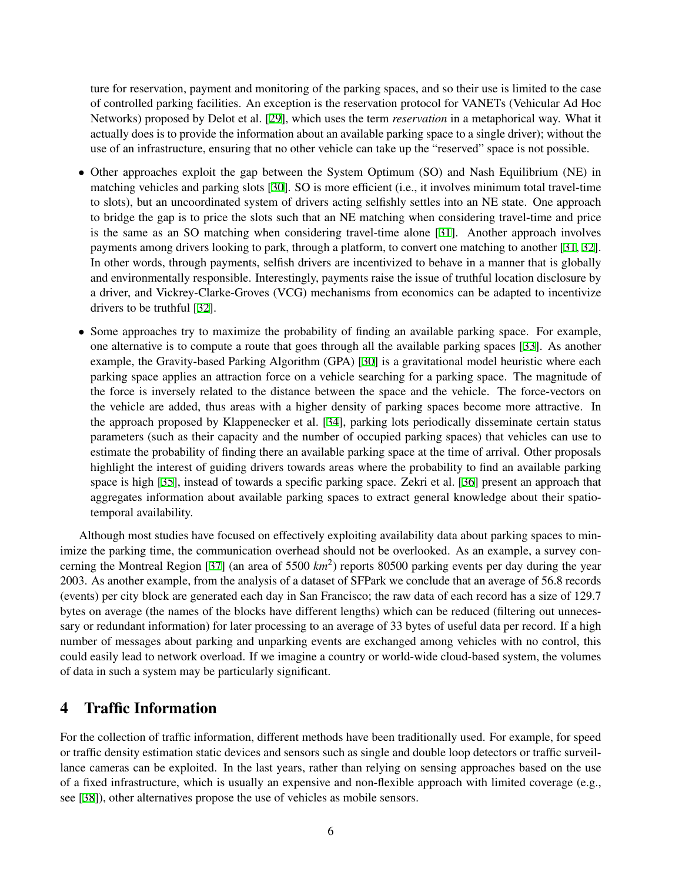ture for reservation, payment and monitoring of the parking spaces, and so their use is limited to the case of controlled parking facilities. An exception is the reservation protocol for VANETs (Vehicular Ad Hoc Networks) proposed by Delot et al. [29], which uses the term *reservation* in a metaphorical way. What it actually does is to provide the information about an available parking space to a single driver); without the use of an infrastructure, ensuring that no other vehicle can take up the "reserved" space is not possible.

- Other approaches exploit the gap between the System Optimum (SO) and Nash Equilibrium (NE) in matching vehicles and parking slots [30]. SO is more efficient (i.e., it involves minimum total travel-time to slots), but an uncoordinated system of drivers acting selfishly settles into an NE state. One approach to bridge the gap is to price the slots such that an NE matching when considering travel-time and price is the same as an SO matching when considering travel-time alone [31]. Another approach involves payments among drivers looking to park, through a platform, to convert one matching to another [31, 32]. In other words, through payments, selfish drivers are incentivized to behave in a manner that is globally and environmentally responsible. Interestingly, payments raise the issue of truthful location disclosure by a driver, and Vickrey-Clarke-Groves (VCG) mechanisms from economics can be adapted to incentivize drivers to be truthful [32].
- Some approaches try to maximize the probability of finding an available parking space. For example, one alternative is to compute a route that goes through all the available parking spaces [33]. As another example, the Gravity-based Parking Algorithm (GPA) [30] is a gravitational model heuristic where each parking space applies an attraction force on a vehicle searching for a parking space. The magnitude of the force is inversely related to the distance between the space and the vehicle. The force-vectors on the vehicle are added, thus areas with a higher density of parking spaces become more attractive. In the approach proposed by Klappenecker et al. [34], parking lots periodically disseminate certain status parameters (such as their capacity and the number of occupied parking spaces) that vehicles can use to estimate the probability of finding there an available parking space at the time of arrival. Other proposals highlight the interest of guiding drivers towards areas where the probability to find an available parking space is high [35], instead of towards a specific parking space. Zekri et al. [36] present an approach that aggregates information about available parking spaces to extract general knowledge about their spatio-temporal availability.

Although most studies have focused on effectively exploiting availability data about parking spaces to minimize the parking time, the communication overhead should not be overlooked. As an example, a survey concerning the Montreal Region [37] (an area of 5500 $km^2$) reports 80500 parking events per day during the year 2003. As another example, from the analysis of a dataset of SFPark we conclude that an average of 56.8 records (events) per city block are generated each day in San Francisco; the raw data of each record has a size of 129.7 bytes on average (the names of the blocks have different lengths) which can be reduced (filtering out unnecessary or redundant information) for later processing to an average of 33 bytes of useful data per record. If a high number of messages about parking and unparking events are exchanged among vehicles with no control, this could easily lead to network overload. If we imagine a country or world-wide cloud-based system, the volumes of data in such a system may be particularly significant.

# 4 Traffic Information

For the collection of traffic information, different methods have been traditionally used. For example, for speed or traffic density estimation static devices and sensors such as single and double loop detectors or traffic surveillance cameras can be exploited. In the last years, rather than relying on sensing approaches based on the use of a fixed infrastructure, which is usually an expensive and non-flexible approach with limited coverage (e.g., see [38]), other alternatives propose the use of vehicles as mobile sensors.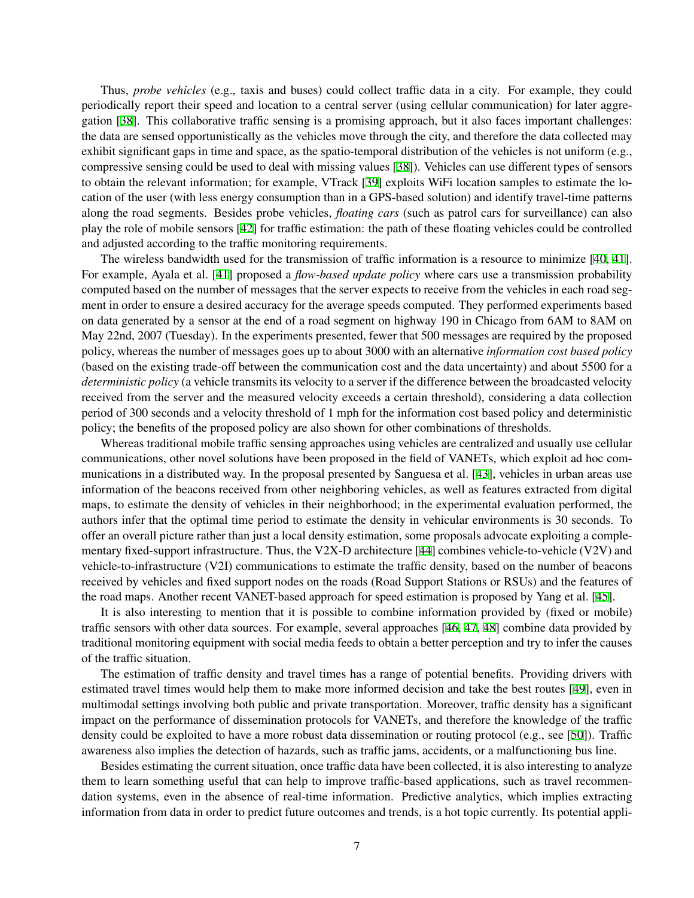Thus, *probe vehicles* (e.g., taxis and buses) could collect traffic data in a city. For example, they could periodically report their speed and location to a central server (using cellular communication) for later aggregation [38]. This collaborative traffic sensing is a promising approach, but it also faces important challenges: the data are sensed opportunistically as the vehicles move through the city, and therefore the data collected may exhibit significant gaps in time and space, as the spatio-temporal distribution of the vehicles is not uniform (e.g., compressive sensing could be used to deal with missing values [38]). Vehicles can use different types of sensors to obtain the relevant information; for example, VTrack [39] exploits WiFi location samples to estimate the location of the user (with less energy consumption than in a GPS-based solution) and identify travel-time patterns along the road segments. Besides probe vehicles, *floating cars* (such as patrol cars for surveillance) can also play the role of mobile sensors [42] for traffic estimation: the path of these floating vehicles could be controlled and adjusted according to the traffic monitoring requirements.

The wireless bandwidth used for the transmission of traffic information is a resource to minimize [40, 41]. For example, Ayala et al. [41] proposed a *flow-based update policy* where cars use a transmission probability computed based on the number of messages that the server expects to receive from the vehicles in each road segment in order to ensure a desired accuracy for the average speeds computed. They performed experiments based on data generated by a sensor at the end of a road segment on highway 190 in Chicago from 6AM to 8AM on May 22nd, 2007 (Tuesday). In the experiments presented, fewer that 500 messages are required by the proposed policy, whereas the number of messages goes up to about 3000 with an alternative *information cost based policy* (based on the existing trade-off between the communication cost and the data uncertainty) and about 5500 for a *deterministic policy* (a vehicle transmits its velocity to a server if the difference between the broadcasted velocity received from the server and the measured velocity exceeds a certain threshold), considering a data collection period of 300 seconds and a velocity threshold of 1 mph for the information cost based policy and deterministic policy; the benefits of the proposed policy are also shown for other combinations of thresholds.

Whereas traditional mobile traffic sensing approaches using vehicles are centralized and usually use cellular communications, other novel solutions have been proposed in the field of VANETs, which exploit ad hoc communications in a distributed way. In the proposal presented by Sanguesa et al. [43], vehicles in urban areas use information of the beacons received from other neighboring vehicles, as well as features extracted from digital maps, to estimate the density of vehicles in their neighborhood; in the experimental evaluation performed, the authors infer that the optimal time period to estimate the density in vehicular environments is 30 seconds. To offer an overall picture rather than just a local density estimation, some proposals advocate exploiting a complementary fixed-support infrastructure. Thus, the V2X-D architecture [44] combines vehicle-to-vehicle (V2V) and vehicle-to-infrastructure (V2I) communications to estimate the traffic density, based on the number of beacons received by vehicles and fixed support nodes on the roads (Road Support Stations or RSUs) and the features of the road maps. Another recent VANET-based approach for speed estimation is proposed by Yang et al. [45].

It is also interesting to mention that it is possible to combine information provided by (fixed or mobile) traffic sensors with other data sources. For example, several approaches [46, 47, 48] combine data provided by traditional monitoring equipment with social media feeds to obtain a better perception and try to infer the causes of the traffic situation.

The estimation of traffic density and travel times has a range of potential benefits. Providing drivers with estimated travel times would help them to make more informed decision and take the best routes [49], even in multimodal settings involving both public and private transportation. Moreover, traffic density has a significant impact on the performance of dissemination protocols for VANETs, and therefore the knowledge of the traffic density could be exploited to have a more robust data dissemination or routing protocol (e.g., see [50]). Traffic awareness also implies the detection of hazards, such as traffic jams, accidents, or a malfunctioning bus line.

Besides estimating the current situation, once traffic data have been collected, it is also interesting to analyze them to learn something useful that can help to improve traffic-based applications, such as travel recommendation systems, even in the absence of real-time information. Predictive analytics, which implies extracting information from data in order to predict future outcomes and trends, is a hot topic currently. Its potential appli-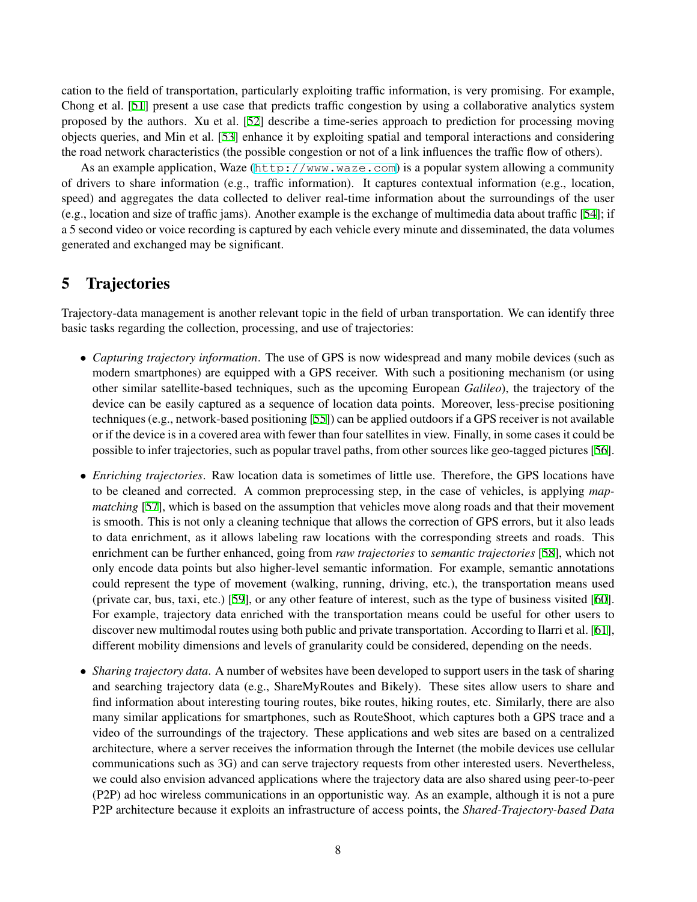cation to the field of transportation, particularly exploiting traffic information, is very promising. For example, Chong et al. [51] present a use case that predicts traffic congestion by using a collaborative analytics system proposed by the authors. Xu et al. [52] describe a time-series approach to prediction for processing moving objects queries, and Min et al. [53] enhance it by exploiting spatial and temporal interactions and considering the road network characteristics (the possible congestion or not of a link influences the traffic flow of others).

As an example application, Waze (`http://www.waze.com`) is a popular system allowing a community of drivers to share information (e.g., traffic information). It captures contextual information (e.g., location, speed) and aggregates the data collected to deliver real-time information about the surroundings of the user (e.g., location and size of traffic jams). Another example is the exchange of multimedia data about traffic [54]; if a 5 second video or voice recording is captured by each vehicle every minute and disseminated, the data volumes generated and exchanged may be significant.

# 5 Trajectories

Trajectory-data management is another relevant topic in the field of urban transportation. We can identify three basic tasks regarding the collection, processing, and use of trajectories:

- *Capturing trajectory information*. The use of GPS is now widespread and many mobile devices (such as modern smartphones) are equipped with a GPS receiver. With such a positioning mechanism (or using other similar satellite-based techniques, such as the upcoming European *Galileo*), the trajectory of the device can be easily captured as a sequence of location data points. Moreover, less-precise positioning techniques (e.g., network-based positioning [55]) can be applied outdoors if a GPS receiver is not available or if the device is in a covered area with fewer than four satellites in view. Finally, in some cases it could be possible to infer trajectories, such as popular travel paths, from other sources like geo-tagged pictures [56].
- *Enriching trajectories*. Raw location data is sometimes of little use. Therefore, the GPS locations have to be cleaned and corrected. A common preprocessing step, in the case of vehicles, is applying *map-matching* [57], which is based on the assumption that vehicles move along roads and that their movement is smooth. This is not only a cleaning technique that allows the correction of GPS errors, but it also leads to data enrichment, as it allows labeling raw locations with the corresponding streets and roads. This enrichment can be further enhanced, going from *raw trajectories* to *semantic trajectories* [58], which not only encode data points but also higher-level semantic information. For example, semantic annotations could represent the type of movement (walking, running, driving, etc.), the transportation means used (private car, bus, taxi, etc.) [59], or any other feature of interest, such as the type of business visited [60]. For example, trajectory data enriched with the transportation means could be useful for other users to discover new multimodal routes using both public and private transportation. According to Ilarri et al. [61], different mobility dimensions and levels of granularity could be considered, depending on the needs.
- *Sharing trajectory data*. A number of websites have been developed to support users in the task of sharing and searching trajectory data (e.g., ShareMyRoutes and Bikely). These sites allow users to share and find information about interesting touring routes, bike routes, hiking routes, etc. Similarly, there are also many similar applications for smartphones, such as RouteShoot, which captures both a GPS trace and a video of the surroundings of the trajectory. These applications and web sites are based on a centralized architecture, where a server receives the information through the Internet (the mobile devices use cellular communications such as 3G) and can serve trajectory requests from other interested users. Nevertheless, we could also envision advanced applications where the trajectory data are also shared using peer-to-peer (P2P) ad hoc wireless communications in an opportunistic way. As an example, although it is not a pure P2P architecture because it exploits an infrastructure of access points, the *Shared-Trajectory-based Data*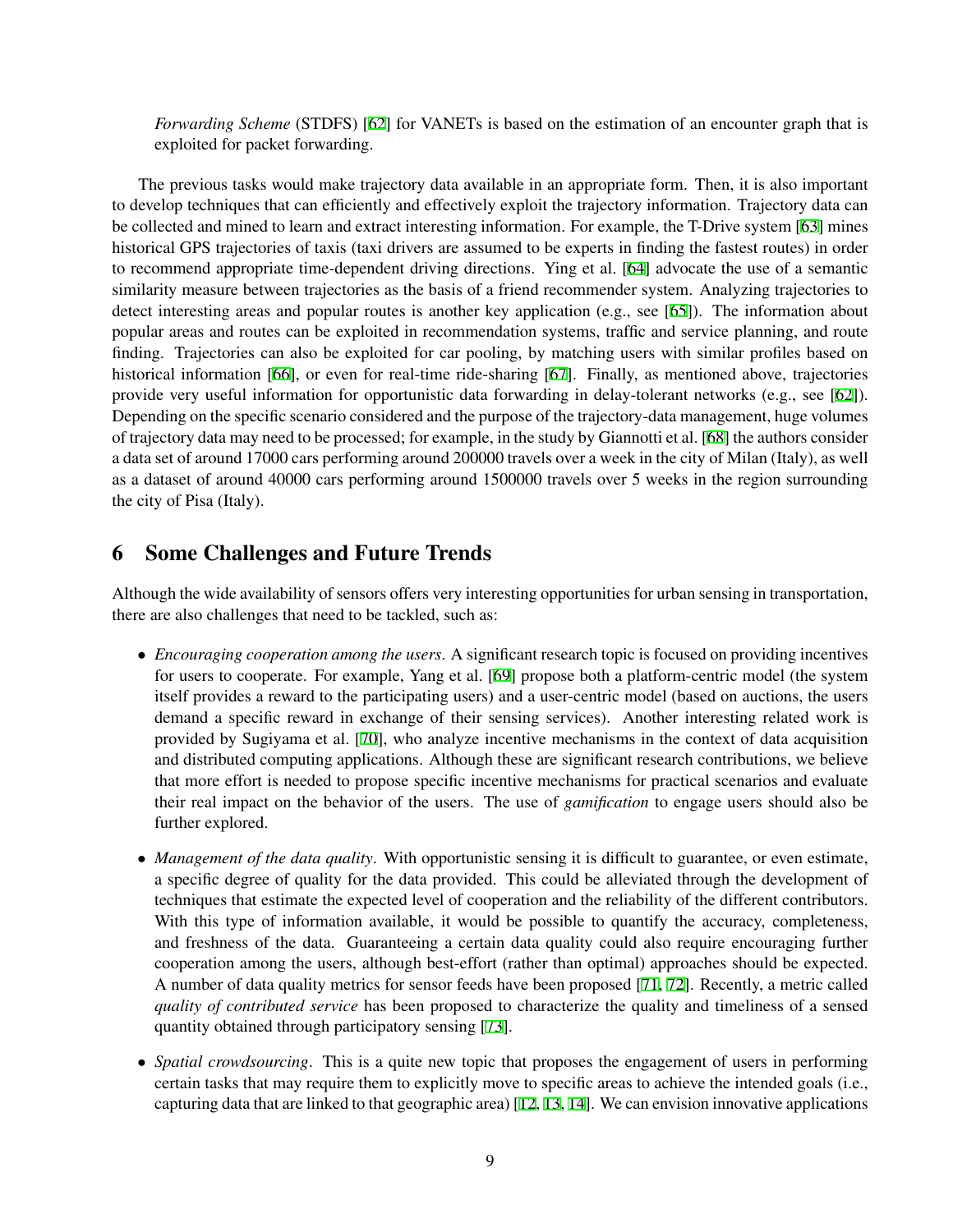*Forwarding Scheme* (STDFS) [62] for VANETs is based on the estimation of an encounter graph that is exploited for packet forwarding.

The previous tasks would make trajectory data available in an appropriate form. Then, it is also important to develop techniques that can efficiently and effectively exploit the trajectory information. Trajectory data can be collected and mined to learn and extract interesting information. For example, the T-Drive system [63] mines historical GPS trajectories of taxis (taxi drivers are assumed to be experts in finding the fastest routes) in order to recommend appropriate time-dependent driving directions. Ying et al. [64] advocate the use of a semantic similarity measure between trajectories as the basis of a friend recommender system. Analyzing trajectories to detect interesting areas and popular routes is another key application (e.g., see [65]). The information about popular areas and routes can be exploited in recommendation systems, traffic and service planning, and route finding. Trajectories can also be exploited for car pooling, by matching users with similar profiles based on historical information [66], or even for real-time ride-sharing [67]. Finally, as mentioned above, trajectories provide very useful information for opportunistic data forwarding in delay-tolerant networks (e.g., see [62]). Depending on the specific scenario considered and the purpose of the trajectory-data management, huge volumes of trajectory data may need to be processed; for example, in the study by Giannotti et al. [68] the authors consider a data set of around 17000 cars performing around 200000 travels over a week in the city of Milan (Italy), as well as a dataset of around 40000 cars performing around 1500000 travels over 5 weeks in the region surrounding the city of Pisa (Italy).

# 6 Some Challenges and Future Trends

Although the wide availability of sensors offers very interesting opportunities for urban sensing in transportation, there are also challenges that need to be tackled, such as:

- *Encouraging cooperation among the users*. A significant research topic is focused on providing incentives for users to cooperate. For example, Yang et al. [69] propose both a platform-centric model (the system itself provides a reward to the participating users) and a user-centric model (based on auctions, the users demand a specific reward in exchange of their sensing services). Another interesting related work is provided by Sugiyama et al. [70], who analyze incentive mechanisms in the context of data acquisition and distributed computing applications. Although these are significant research contributions, we believe that more effort is needed to propose specific incentive mechanisms for practical scenarios and evaluate their real impact on the behavior of the users. The use of *gamification* to engage users should also be further explored.
- *Management of the data quality*. With opportunistic sensing it is difficult to guarantee, or even estimate, a specific degree of quality for the data provided. This could be alleviated through the development of techniques that estimate the expected level of cooperation and the reliability of the different contributors. With this type of information available, it would be possible to quantify the accuracy, completeness, and freshness of the data. Guaranteeing a certain data quality could also require encouraging further cooperation among the users, although best-effort (rather than optimal) approaches should be expected. A number of data quality metrics for sensor feeds have been proposed [71, 72]. Recently, a metric called *quality of contributed service* has been proposed to characterize the quality and timeliness of a sensed quantity obtained through participatory sensing [73].
- *Spatial crowdsourcing*. This is a quite new topic that proposes the engagement of users in performing certain tasks that may require them to explicitly move to specific areas to achieve the intended goals (i.e., capturing data that are linked to that geographic area) [12, 13, 14]. We can envision innovative applications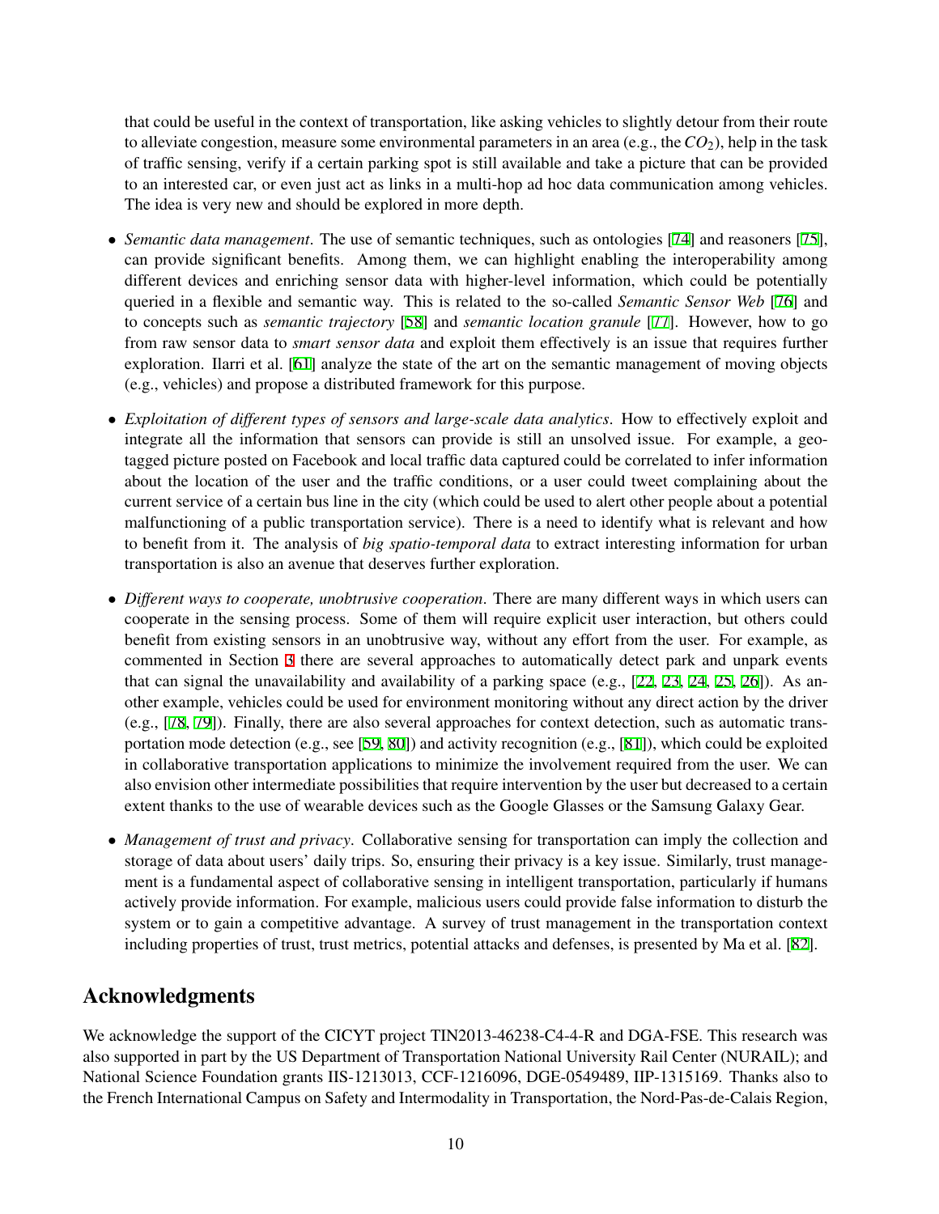that could be useful in the context of transportation, like asking vehicles to slightly detour from their route to alleviate congestion, measure some environmental parameters in an area (e.g., the $CO_2$), help in the task of traffic sensing, verify if a certain parking spot is still available and take a picture that can be provided to an interested car, or even just act as links in a multi-hop ad hoc data communication among vehicles. The idea is very new and should be explored in more depth.

- *Semantic data management*. The use of semantic techniques, such as ontologies [74] and reasoners [75], can provide significant benefits. Among them, we can highlight enabling the interoperability among different devices and enriching sensor data with higher-level information, which could be potentially queried in a flexible and semantic way. This is related to the so-called *Semantic Sensor Web* [76] and to concepts such as *semantic trajectory* [58] and *semantic location granule* [77]. However, how to go from raw sensor data to *smart sensor data* and exploit them effectively is an issue that requires further exploration. Ilarri et al. [61] analyze the state of the art on the semantic management of moving objects (e.g., vehicles) and propose a distributed framework for this purpose.

- *Exploitation of different types of sensors and large-scale data analytics*. How to effectively exploit and integrate all the information that sensors can provide is still an unsolved issue. For example, a geo-tagged picture posted on Facebook and local traffic data captured could be correlated to infer information about the location of the user and the traffic conditions, or a user could tweet complaining about the current service of a certain bus line in the city (which could be used to alert other people about a potential malfunctioning of a public transportation service). There is a need to identify what is relevant and how to benefit from it. The analysis of *big spatio-temporal data* to extract interesting information for urban transportation is also an avenue that deserves further exploration.

- *Different ways to cooperate, unobtrusive cooperation*. There are many different ways in which users can cooperate in the sensing process. Some of them will require explicit user interaction, but others could benefit from existing sensors in an unobtrusive way, without any effort from the user. For example, as commented in Section 3 there are several approaches to automatically detect park and unpark events that can signal the unavailability and availability of a parking space (e.g., [22, 23, 24, 25, 26]). As another example, vehicles could be used for environment monitoring without any direct action by the driver (e.g., [78, 79]). Finally, there are also several approaches for context detection, such as automatic transportation mode detection (e.g., see [59, 80]) and activity recognition (e.g., [81]), which could be exploited in collaborative transportation applications to minimize the involvement required from the user. We can also envision other intermediate possibilities that require intervention by the user but decreased to a certain extent thanks to the use of wearable devices such as the Google Glasses or the Samsung Galaxy Gear.

- *Management of trust and privacy*. Collaborative sensing for transportation can imply the collection and storage of data about users' daily trips. So, ensuring their privacy is a key issue. Similarly, trust management is a fundamental aspect of collaborative sensing in intelligent transportation, particularly if humans actively provide information. For example, malicious users could provide false information to disturb the system or to gain a competitive advantage. A survey of trust management in the transportation context including properties of trust, trust metrics, potential attacks and defenses, is presented by Ma et al. [82].

## Acknowledgments

We acknowledge the support of the CICYT project TIN2013-46238-C4-4-R and DGA-FSE. This research was also supported in part by the US Department of Transportation National University Rail Center (NURAIL); and National Science Foundation grants IIS-1213013, CCF-1216096, DGE-0549489, IIP-1315169. Thanks also to the French International Campus on Safety and Intermodality in Transportation, the Nord-Pas-de-Calais Region,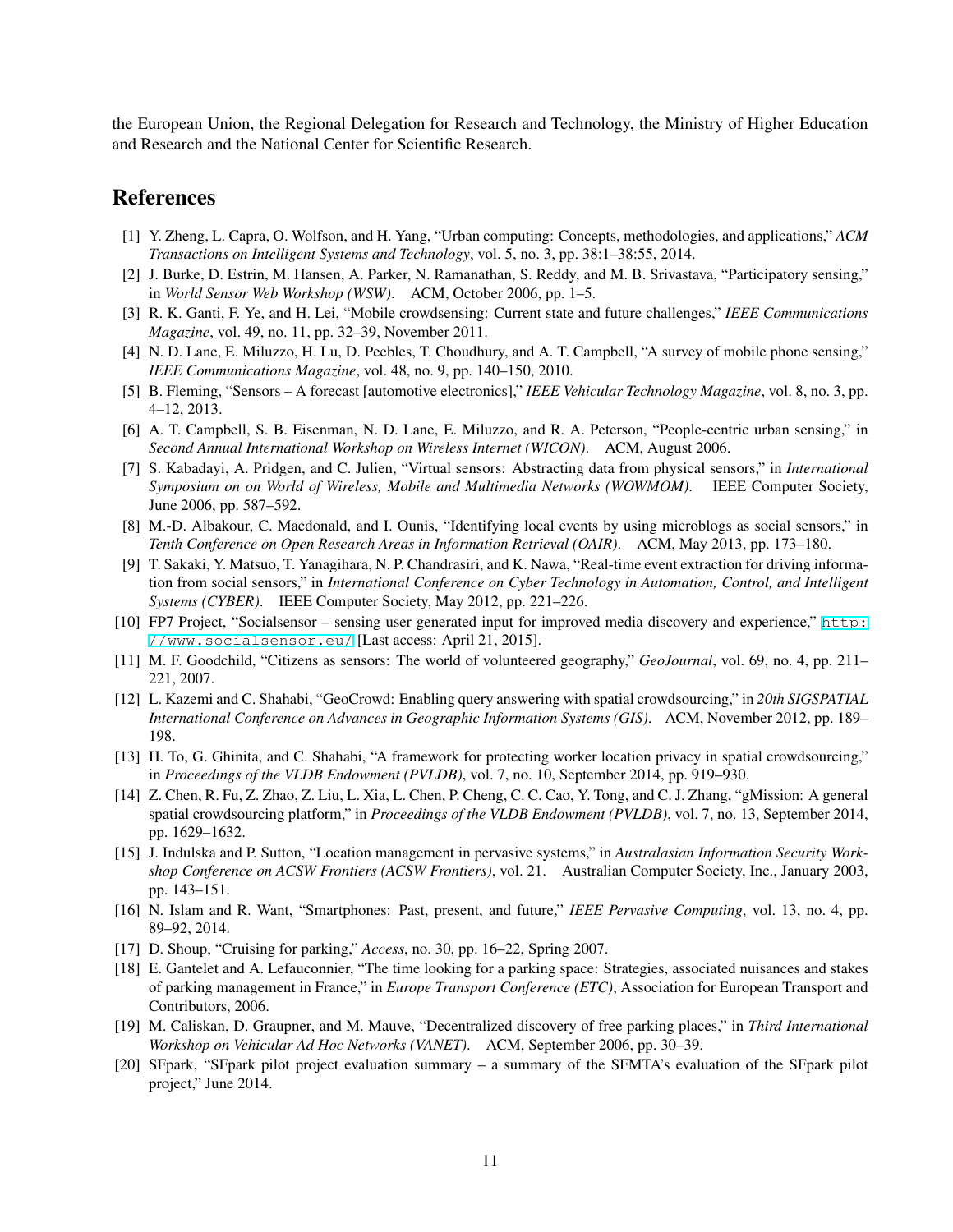the European Union, the Regional Delegation for Research and Technology, the Ministry of Higher Education and Research and the National Center for Scientific Research.

## References

[1] Y. Zheng, L. Capra, O. Wolfson, and H. Yang, "Urban computing: Concepts, methodologies, and applications," *ACM Transactions on Intelligent Systems and Technology*, vol. 5, no. 3, pp. 38:1–38:55, 2014.

[2] J. Burke, D. Estrin, M. Hansen, A. Parker, N. Ramanathan, S. Reddy, and M. B. Srivastava, "Participatory sensing," in *World Sensor Web Workshop (WSW)*. ACM, October 2006, pp. 1–5.

[3] R. K. Ganti, F. Ye, and H. Lei, "Mobile crowdsensing: Current state and future challenges," *IEEE Communications Magazine*, vol. 49, no. 11, pp. 32–39, November 2011.

[4] N. D. Lane, E. Miluzzo, H. Lu, D. Peebles, T. Choudhury, and A. T. Campbell, "A survey of mobile phone sensing," *IEEE Communications Magazine*, vol. 48, no. 9, pp. 140–150, 2010.

[5] B. Fleming, "Sensors – A forecast [automotive electronics]," *IEEE Vehicular Technology Magazine*, vol. 8, no. 3, pp. 4–12, 2013.

[6] A. T. Campbell, S. B. Eisenman, N. D. Lane, E. Miluzzo, and R. A. Peterson, "People-centric urban sensing," in *Second Annual International Workshop on Wireless Internet (WICON)*. ACM, August 2006.

[7] S. Kabadayi, A. Pridgen, and C. Julien, "Virtual sensors: Abstracting data from physical sensors," in *International Symposium on on World of Wireless, Mobile and Multimedia Networks (WOWMOM)*. IEEE Computer Society, June 2006, pp. 587–592.

[8] M.-D. Albakour, C. Macdonald, and I. Ounis, "Identifying local events by using microblogs as social sensors," in *Tenth Conference on Open Research Areas in Information Retrieval (OAIR)*. ACM, May 2013, pp. 173–180.

[9] T. Sakaki, Y. Matsuo, T. Yanagihara, N. P. Chandrasiri, and K. Nawa, "Real-time event extraction for driving information from social sensors," in *International Conference on Cyber Technology in Automation, Control, and Intelligent Systems (CYBER)*. IEEE Computer Society, May 2012, pp. 221–226.

[10] FP7 Project, "Socialsensor – sensing user generated input for improved media discovery and experience," http://www.socialsensor.eu/ [Last access: April 21, 2015].

[11] M. F. Goodchild, "Citizens as sensors: The world of volunteered geography," *GeoJournal*, vol. 69, no. 4, pp. 211–221, 2007.

[12] L. Kazemi and C. Shahabi, "GeoCrowd: Enabling query answering with spatial crowdsourcing," in *20th SIGSPATIAL International Conference on Advances in Geographic Information Systems (GIS)*. ACM, November 2012, pp. 189–198.

[13] H. To, G. Ghinita, and C. Shahabi, "A framework for protecting worker location privacy in spatial crowdsourcing," in *Proceedings of the VLDB Endowment (PVLDB)*, vol. 7, no. 10, September 2014, pp. 919–930.

[14] Z. Chen, R. Fu, Z. Zhao, Z. Liu, L. Xia, L. Chen, P. Cheng, C. C. Cao, Y. Tong, and C. J. Zhang, "gMission: A general spatial crowdsourcing platform," in *Proceedings of the VLDB Endowment (PVLDB)*, vol. 7, no. 13, September 2014, pp. 1629–1632.

[15] J. Indulska and P. Sutton, "Location management in pervasive systems," in *Australasian Information Security Workshop Conference on ACSW Frontiers (ACSW Frontiers)*, vol. 21. Australian Computer Society, Inc., January 2003, pp. 143–151.

[16] N. Islam and R. Want, "Smartphones: Past, present, and future," *IEEE Pervasive Computing*, vol. 13, no. 4, pp. 89–92, 2014.

[17] D. Shoup, "Cruising for parking," *Access*, no. 30, pp. 16–22, Spring 2007.

[18] E. Gantelet and A. Lefauconnier, "The time looking for a parking space: Strategies, associated nuisances and stakes of parking management in France," in *Europe Transport Conference (ETC)*, Association for European Transport and Contributors, 2006.

[19] M. Caliskan, D. Graupner, and M. Mauve, "Decentralized discovery of free parking places," in *Third International Workshop on Vehicular Ad Hoc Networks (VANET)*. ACM, September 2006, pp. 30–39.

[20] SFpark, "SFpark pilot project evaluation summary – a summary of the SFMTA's evaluation of the SFpark pilot project," June 2014.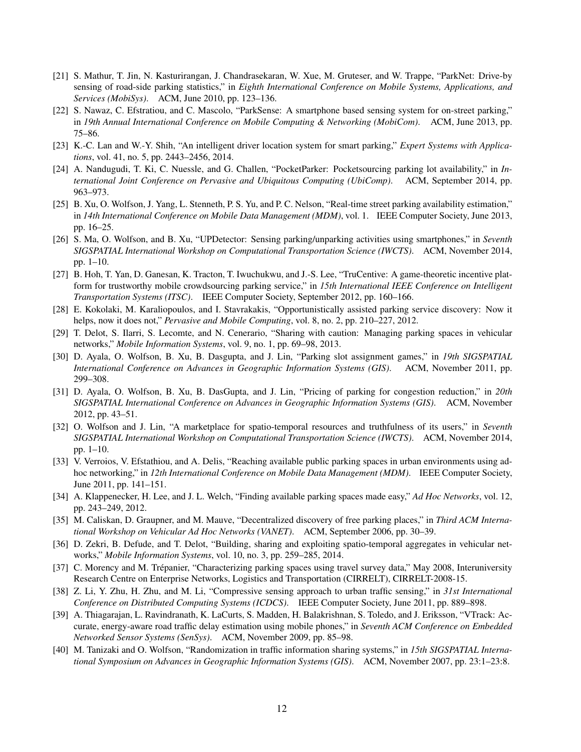[21] S. Mathur, T. Jin, N. Kasturirangan, J. Chandrasekaran, W. Xue, M. Gruteser, and W. Trappe, "ParkNet: Drive-by sensing of road-side parking statistics," in *Eighth International Conference on Mobile Systems, Applications, and Services (MobiSys)*. ACM, June 2010, pp. 123–136.

[22] S. Nawaz, C. Efstratiou, and C. Mascolo, "ParkSense: A smartphone based sensing system for on-street parking," in *19th Annual International Conference on Mobile Computing & Networking (MobiCom)*. ACM, June 2013, pp. 75–86.

[23] K.-C. Lan and W.-Y. Shih, "An intelligent driver location system for smart parking," *Expert Systems with Applications*, vol. 41, no. 5, pp. 2443–2456, 2014.

[24] A. Nandugudi, T. Ki, C. Nuessle, and G. Challen, "PocketParker: Pocketsourcing parking lot availability," in *International Joint Conference on Pervasive and Ubiquitous Computing (UbiComp)*. ACM, September 2014, pp. 963–973.

[25] B. Xu, O. Wolfson, J. Yang, L. Stenneth, P. S. Yu, and P. C. Nelson, "Real-time street parking availability estimation," in *14th International Conference on Mobile Data Management (MDM)*, vol. 1. IEEE Computer Society, June 2013, pp. 16–25.

[26] S. Ma, O. Wolfson, and B. Xu, "UPDetector: Sensing parking/unparking activities using smartphones," in *Seventh SIGSPATIAL International Workshop on Computational Transportation Science (IWCTS)*. ACM, November 2014, pp. 1–10.

[27] B. Hoh, T. Yan, D. Ganesan, K. Tracton, T. Iwuchukwu, and J.-S. Lee, "TruCentive: A game-theoretic incentive platform for trustworthy mobile crowdsourcing parking service," in *15th International IEEE Conference on Intelligent Transportation Systems (ITSC)*. IEEE Computer Society, September 2012, pp. 160–166.

[28] E. Kokolaki, M. Karaliopoulos, and I. Stavrakakis, "Opportunistically assisted parking service discovery: Now it helps, now it does not," *Pervasive and Mobile Computing*, vol. 8, no. 2, pp. 210–227, 2012.

[29] T. Delot, S. Ilarri, S. Lecomte, and N. Cenerario, "Sharing with caution: Managing parking spaces in vehicular networks," *Mobile Information Systems*, vol. 9, no. 1, pp. 69–98, 2013.

[30] D. Ayala, O. Wolfson, B. Xu, B. Dasgupta, and J. Lin, "Parking slot assignment games," in *19th SIGSPATIAL International Conference on Advances in Geographic Information Systems (GIS)*. ACM, November 2011, pp. 299–308.

[31] D. Ayala, O. Wolfson, B. Xu, B. DasGupta, and J. Lin, "Pricing of parking for congestion reduction," in *20th SIGSPATIAL International Conference on Advances in Geographic Information Systems (GIS)*. ACM, November 2012, pp. 43–51.

[32] O. Wolfson and J. Lin, "A marketplace for spatio-temporal resources and truthfulness of its users," in *Seventh SIGSPATIAL International Workshop on Computational Transportation Science (IWCTS)*. ACM, November 2014, pp. 1–10.

[33] V. Verroios, V. Efstathiou, and A. Delis, "Reaching available public parking spaces in urban environments using ad-hoc networking," in *12th International Conference on Mobile Data Management (MDM)*. IEEE Computer Society, June 2011, pp. 141–151.

[34] A. Klappenecker, H. Lee, and J. L. Welch, "Finding available parking spaces made easy," *Ad Hoc Networks*, vol. 12, pp. 243–249, 2012.

[35] M. Caliskan, D. Graupner, and M. Mauve, "Decentralized discovery of free parking places," in *Third ACM International Workshop on Vehicular Ad Hoc Networks (VANET)*. ACM, September 2006, pp. 30–39.

[36] D. Zekri, B. Defude, and T. Delot, "Building, sharing and exploiting spatio-temporal aggregates in vehicular networks," *Mobile Information Systems*, vol. 10, no. 3, pp. 259–285, 2014.

[37] C. Morency and M. Trépanier, "Characterizing parking spaces using travel survey data," May 2008, Interuniversity Research Centre on Enterprise Networks, Logistics and Transportation (CIRRELT), CIRRELT-2008-15.

[38] Z. Li, Y. Zhu, H. Zhu, and M. Li, "Compressive sensing approach to urban traffic sensing," in *31st International Conference on Distributed Computing Systems (ICDCS)*. IEEE Computer Society, June 2011, pp. 889–898.

[39] A. Thiagarajan, L. Ravindranath, K. LaCurts, S. Madden, H. Balakrishnan, S. Toledo, and J. Eriksson, "VTrack: Accurate, energy-aware road traffic delay estimation using mobile phones," in *Seventh ACM Conference on Embedded Networked Sensor Systems (SenSys)*. ACM, November 2009, pp. 85–98.

[40] M. Tanizaki and O. Wolfson, "Randomization in traffic information sharing systems," in *15th SIGSPATIAL International Symposium on Advances in Geographic Information Systems (GIS)*. ACM, November 2007, pp. 23:1–23:8.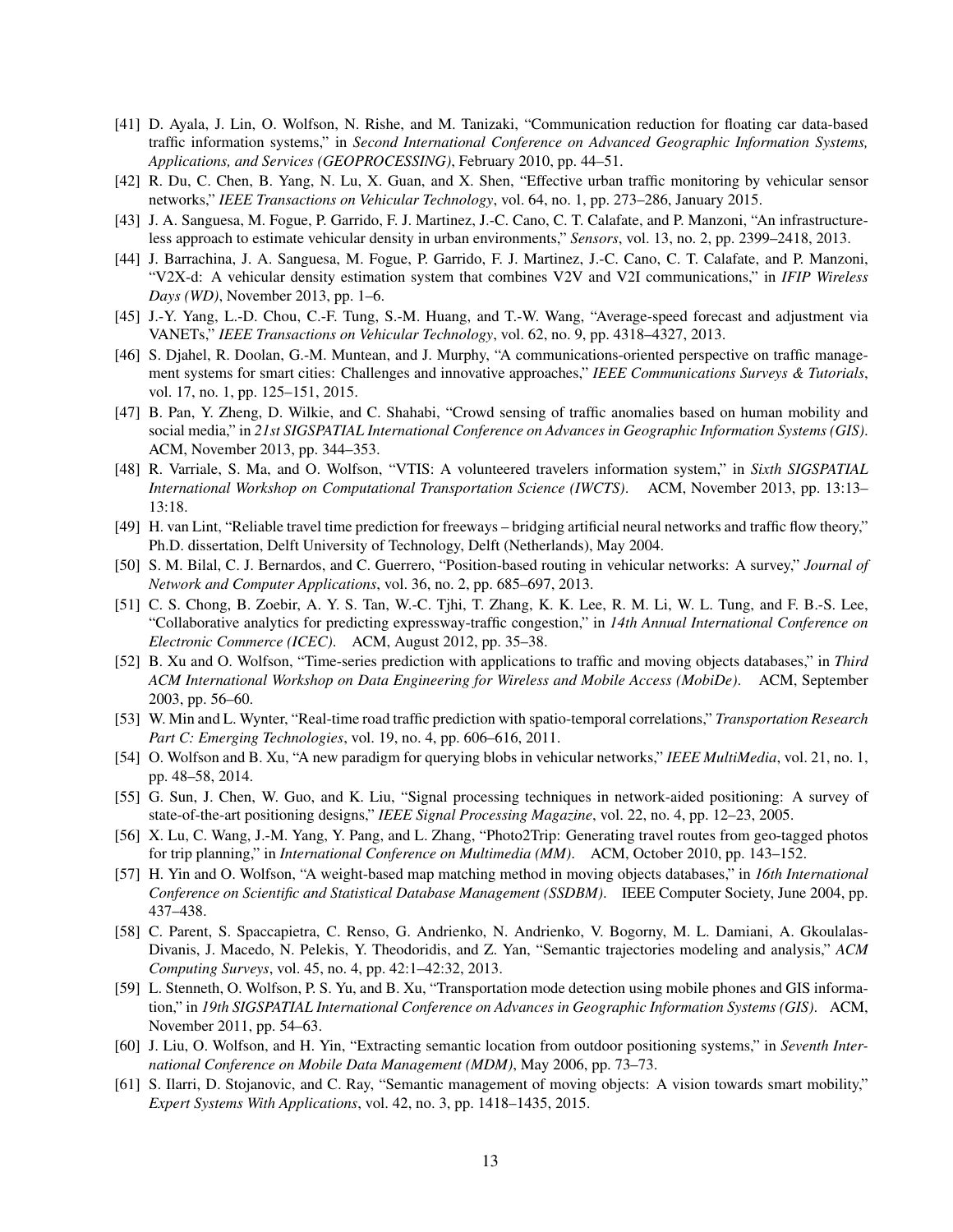[41] D. Ayala, J. Lin, O. Wolfson, N. Rishe, and M. Tanizaki, "Communication reduction for floating car data-based traffic information systems," in *Second International Conference on Advanced Geographic Information Systems, Applications, and Services (GEOPROCESSING)*, February 2010, pp. 44–51.

[42] R. Du, C. Chen, B. Yang, N. Lu, X. Guan, and X. Shen, "Effective urban traffic monitoring by vehicular sensor networks," *IEEE Transactions on Vehicular Technology*, vol. 64, no. 1, pp. 273–286, January 2015.

[43] J. A. Sanguesa, M. Fogue, P. Garrido, F. J. Martinez, J.-C. Cano, C. T. Calafate, and P. Manzoni, "An infrastructureless approach to estimate vehicular density in urban environments," *Sensors*, vol. 13, no. 2, pp. 2399–2418, 2013.

[44] J. Barrachina, J. A. Sanguesa, M. Fogue, P. Garrido, F. J. Martinez, J.-C. Cano, C. T. Calafate, and P. Manzoni, "V2X-d: A vehicular density estimation system that combines V2V and V2I communications," in *IFIP Wireless Days (WD)*, November 2013, pp. 1–6.

[45] J.-Y. Yang, L.-D. Chou, C.-F. Tung, S.-M. Huang, and T.-W. Wang, "Average-speed forecast and adjustment via VANETs," *IEEE Transactions on Vehicular Technology*, vol. 62, no. 9, pp. 4318–4327, 2013.

[46] S. Djahel, R. Doolan, G.-M. Muntean, and J. Murphy, "A communications-oriented perspective on traffic management systems for smart cities: Challenges and innovative approaches," *IEEE Communications Surveys & Tutorials*, vol. 17, no. 1, pp. 125–151, 2015.

[47] B. Pan, Y. Zheng, D. Wilkie, and C. Shahabi, "Crowd sensing of traffic anomalies based on human mobility and social media," in *21st SIGSPATIAL International Conference on Advances in Geographic Information Systems (GIS)*. ACM, November 2013, pp. 344–353.

[48] R. Varriale, S. Ma, and O. Wolfson, "VTIS: A volunteered travelers information system," in *Sixth SIGSPATIAL International Workshop on Computational Transportation Science (IWCTS)*. ACM, November 2013, pp. 13:13–13:18.

[49] H. van Lint, "Reliable travel time prediction for freeways – bridging artificial neural networks and traffic flow theory," Ph.D. dissertation, Delft University of Technology, Delft (Netherlands), May 2004.

[50] S. M. Bilal, C. J. Bernardos, and C. Guerrero, "Position-based routing in vehicular networks: A survey," *Journal of Network and Computer Applications*, vol. 36, no. 2, pp. 685–697, 2013.

[51] C. S. Chong, B. Zoebir, A. Y. S. Tan, W.-C. Tjhi, T. Zhang, K. K. Lee, R. M. Li, W. L. Tung, and F. B.-S. Lee, "Collaborative analytics for predicting expressway-traffic congestion," in *14th Annual International Conference on Electronic Commerce (ICEC)*. ACM, August 2012, pp. 35–38.

[52] B. Xu and O. Wolfson, "Time-series prediction with applications to traffic and moving objects databases," in *Third ACM International Workshop on Data Engineering for Wireless and Mobile Access (MobiDe)*. ACM, September 2003, pp. 56–60.

[53] W. Min and L. Wynter, "Real-time road traffic prediction with spatio-temporal correlations," *Transportation Research Part C: Emerging Technologies*, vol. 19, no. 4, pp. 606–616, 2011.

[54] O. Wolfson and B. Xu, "A new paradigm for querying blobs in vehicular networks," *IEEE MultiMedia*, vol. 21, no. 1, pp. 48–58, 2014.

[55] G. Sun, J. Chen, W. Guo, and K. Liu, "Signal processing techniques in network-aided positioning: A survey of state-of-the-art positioning designs," *IEEE Signal Processing Magazine*, vol. 22, no. 4, pp. 12–23, 2005.

[56] X. Lu, C. Wang, J.-M. Yang, Y. Pang, and L. Zhang, "Photo2Trip: Generating travel routes from geo-tagged photos for trip planning," in *International Conference on Multimedia (MM)*. ACM, October 2010, pp. 143–152.

[57] H. Yin and O. Wolfson, "A weight-based map matching method in moving objects databases," in *16th International Conference on Scientific and Statistical Database Management (SSDBM)*. IEEE Computer Society, June 2004, pp. 437–438.

[58] C. Parent, S. Spaccapietra, C. Renso, G. Andrienko, N. Andrienko, V. Bogorny, M. L. Damiani, A. Gkoulalas-Divanis, J. Macedo, N. Pelekis, Y. Theodoridis, and Z. Yan, "Semantic trajectories modeling and analysis," *ACM Computing Surveys*, vol. 45, no. 4, pp. 42:1–42:32, 2013.

[59] L. Stenneth, O. Wolfson, P. S. Yu, and B. Xu, "Transportation mode detection using mobile phones and GIS information," in *19th SIGSPATIAL International Conference on Advances in Geographic Information Systems (GIS)*. ACM, November 2011, pp. 54–63.

[60] J. Liu, O. Wolfson, and H. Yin, "Extracting semantic location from outdoor positioning systems," in *Seventh International Conference on Mobile Data Management (MDM)*, May 2006, pp. 73–73.

[61] S. Ilarri, D. Stojanovic, and C. Ray, "Semantic management of moving objects: A vision towards smart mobility," *Expert Systems With Applications*, vol. 42, no. 3, pp. 1418–1435, 2015.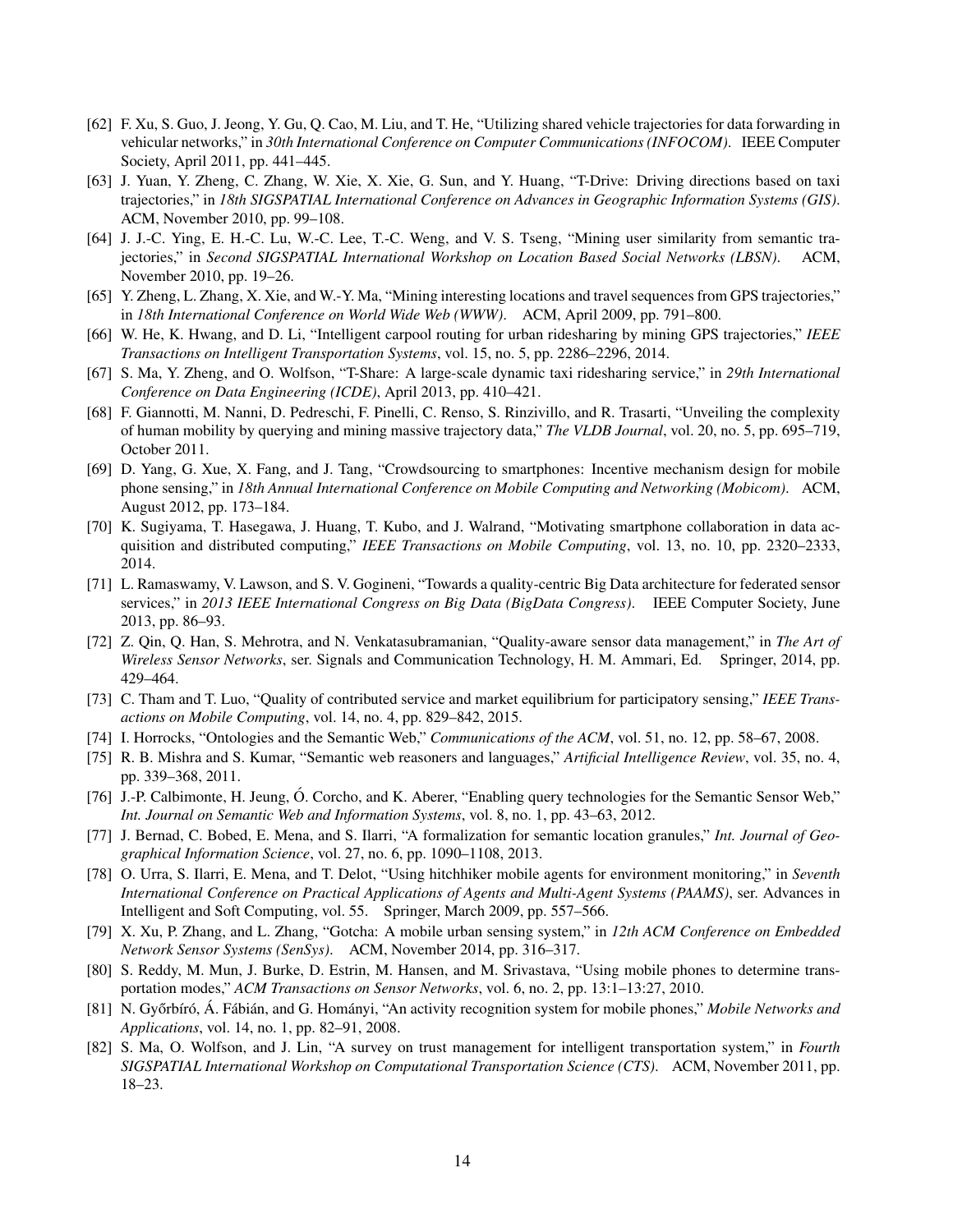[62] F. Xu, S. Guo, J. Jeong, Y. Gu, Q. Cao, M. Liu, and T. He, "Utilizing shared vehicle trajectories for data forwarding in vehicular networks," in *30th International Conference on Computer Communications (INFOCOM)*. IEEE Computer Society, April 2011, pp. 441–445.

[63] J. Yuan, Y. Zheng, C. Zhang, W. Xie, X. Xie, G. Sun, and Y. Huang, "T-Drive: Driving directions based on taxi trajectories," in *18th SIGSPATIAL International Conference on Advances in Geographic Information Systems (GIS)*. ACM, November 2010, pp. 99–108.

[64] J. J.-C. Ying, E. H.-C. Lu, W.-C. Lee, T.-C. Weng, and V. S. Tseng, "Mining user similarity from semantic trajectories," in *Second SIGSPATIAL International Workshop on Location Based Social Networks (LBSN)*. ACM, November 2010, pp. 19–26.

[65] Y. Zheng, L. Zhang, X. Xie, and W.-Y. Ma, "Mining interesting locations and travel sequences from GPS trajectories," in *18th International Conference on World Wide Web (WWW)*. ACM, April 2009, pp. 791–800.

[66] W. He, K. Hwang, and D. Li, "Intelligent carpool routing for urban ridesharing by mining GPS trajectories," *IEEE Transactions on Intelligent Transportation Systems*, vol. 15, no. 5, pp. 2286–2296, 2014.

[67] S. Ma, Y. Zheng, and O. Wolfson, "T-Share: A large-scale dynamic taxi ridesharing service," in *29th International Conference on Data Engineering (ICDE)*, April 2013, pp. 410–421.

[68] F. Giannotti, M. Nanni, D. Pedreschi, F. Pinelli, C. Renso, S. Rinzivillo, and R. Trasarti, "Unveiling the complexity of human mobility by querying and mining massive trajectory data," *The VLDB Journal*, vol. 20, no. 5, pp. 695–719, October 2011.

[69] D. Yang, G. Xue, X. Fang, and J. Tang, "Crowdsourcing to smartphones: Incentive mechanism design for mobile phone sensing," in *18th Annual International Conference on Mobile Computing and Networking (Mobicom)*. ACM, August 2012, pp. 173–184.

[70] K. Sugiyama, T. Hasegawa, J. Huang, T. Kubo, and J. Walrand, "Motivating smartphone collaboration in data acquisition and distributed computing," *IEEE Transactions on Mobile Computing*, vol. 13, no. 10, pp. 2320–2333, 2014.

[71] L. Ramaswamy, V. Lawson, and S. V. Gogineni, "Towards a quality-centric Big Data architecture for federated sensor services," in *2013 IEEE International Congress on Big Data (BigData Congress)*. IEEE Computer Society, June 2013, pp. 86–93.

[72] Z. Qin, Q. Han, S. Mehrotra, and N. Venkatasubramanian, "Quality-aware sensor data management," in *The Art of Wireless Sensor Networks*, ser. Signals and Communication Technology, H. M. Ammari, Ed. Springer, 2014, pp. 429–464.

[73] C. Tham and T. Luo, "Quality of contributed service and market equilibrium for participatory sensing," *IEEE Transactions on Mobile Computing*, vol. 14, no. 4, pp. 829–842, 2015.

[74] I. Horrocks, "Ontologies and the Semantic Web," *Communications of the ACM*, vol. 51, no. 12, pp. 58–67, 2008.

[75] R. B. Mishra and S. Kumar, "Semantic web reasoners and languages," *Artificial Intelligence Review*, vol. 35, no. 4, pp. 339–368, 2011.

[76] J.-P. Calbimonte, H. Jeung, Ó. Corcho, and K. Aberer, "Enabling query technologies for the Semantic Sensor Web," *Int. Journal on Semantic Web and Information Systems*, vol. 8, no. 1, pp. 43–63, 2012.

[77] J. Bernad, C. Bobed, E. Mena, and S. Ilarri, "A formalization for semantic location granules," *Int. Journal of Geographical Information Science*, vol. 27, no. 6, pp. 1090–1108, 2013.

[78] O. Urra, S. Ilarri, E. Mena, and T. Delot, "Using hitchhiker mobile agents for environment monitoring," in *Seventh International Conference on Practical Applications of Agents and Multi-Agent Systems (PAAMS)*, ser. Advances in Intelligent and Soft Computing, vol. 55. Springer, March 2009, pp. 557–566.

[79] X. Xu, P. Zhang, and L. Zhang, "Gotcha: A mobile urban sensing system," in *12th ACM Conference on Embedded Network Sensor Systems (SenSys)*. ACM, November 2014, pp. 316–317.

[80] S. Reddy, M. Mun, J. Burke, D. Estrin, M. Hansen, and M. Srivastava, "Using mobile phones to determine transportation modes," *ACM Transactions on Sensor Networks*, vol. 6, no. 2, pp. 13:1–13:27, 2010.

[81] N. Győrbíró, Á. Fábián, and G. Hományi, "An activity recognition system for mobile phones," *Mobile Networks and Applications*, vol. 14, no. 1, pp. 82–91, 2008.

[82] S. Ma, O. Wolfson, and J. Lin, "A survey on trust management for intelligent transportation system," in *Fourth SIGSPATIAL International Workshop on Computational Transportation Science (CTS)*. ACM, November 2011, pp. 18–23.